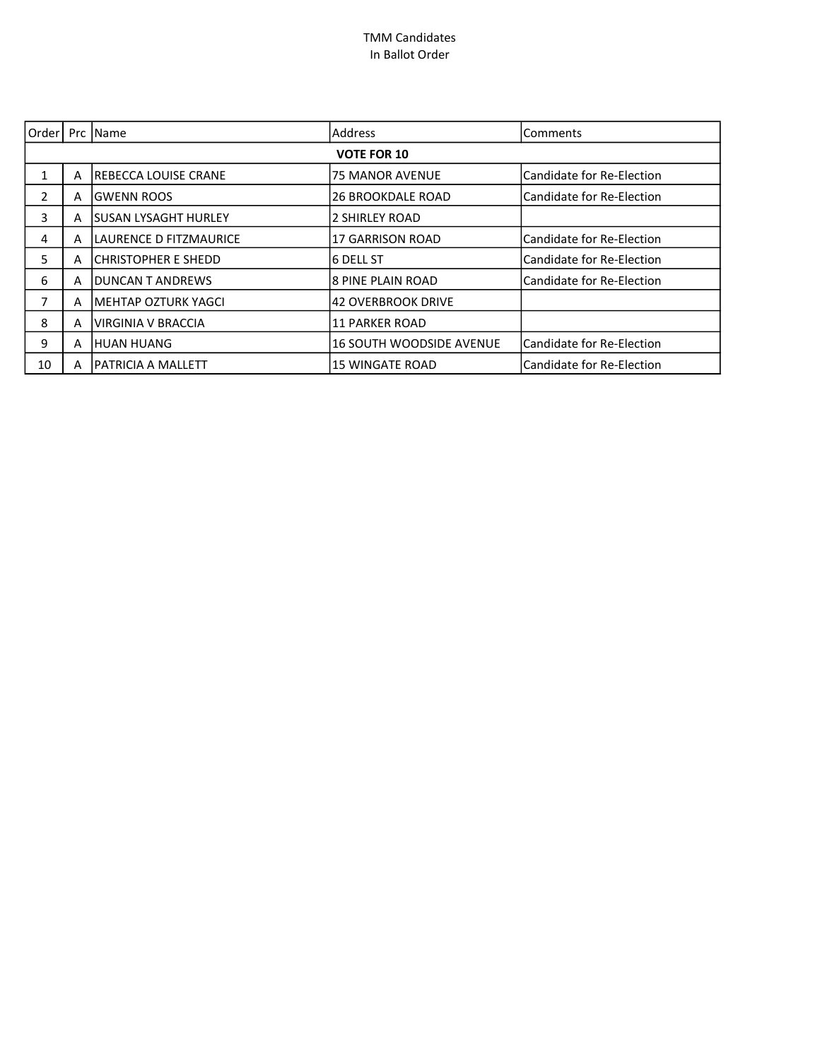TMM Candidates
In Ballot Order

| Order | Prc | Name | Address | Comments |
|---|---|---|---|---|
| **VOTE FOR 10** | | | | |
| 1 | A | REBECCA LOUISE CRANE | 75 MANOR AVENUE | Candidate for Re-Election |
| 2 | A | GWENN ROOS | 26 BROOKDALE ROAD | Candidate for Re-Election |
| 3 | A | SUSAN LYSAGHT HURLEY | 2 SHIRLEY ROAD | |
| 4 | A | LAURENCE D FITZMAURICE | 17 GARRISON ROAD | Candidate for Re-Election |
| 5 | A | CHRISTOPHER E SHEDD | 6 DELL ST | Candidate for Re-Election |
| 6 | A | DUNCAN T ANDREWS | 8 PINE PLAIN ROAD | Candidate for Re-Election |
| 7 | A | MEHTAP OZTURK YAGCI | 42 OVERBROOK DRIVE | |
| 8 | A | VIRGINIA V BRACCIA | 11 PARKER ROAD | |
| 9 | A | HUAN HUANG | 16 SOUTH WOODSIDE AVENUE | Candidate for Re-Election |
| 10 | A | PATRICIA A MALLETT | 15 WINGATE ROAD | Candidate for Re-Election |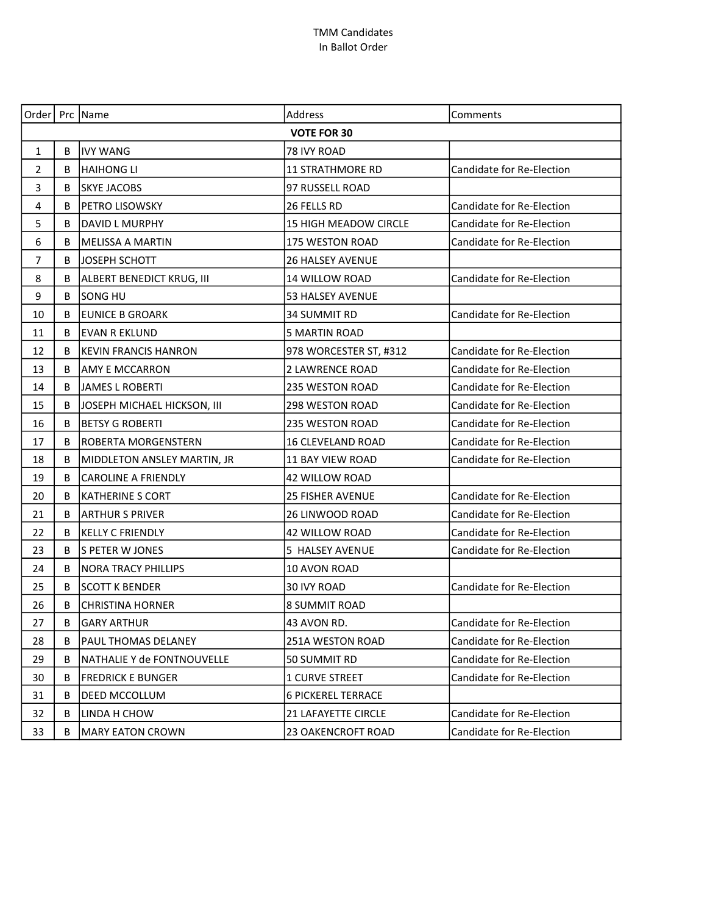TMM Candidates
In Ballot Order

| Order | Prc | Name | Address | Comments |
|---|---|---|---|---|
| | | **VOTE FOR 30** | | |
| 1 | B | IVY WANG | 78 IVY ROAD | |
| 2 | B | HAIHONG LI | 11 STRATHMORE RD | Candidate for Re-Election |
| 3 | B | SKYE JACOBS | 97 RUSSELL ROAD | |
| 4 | B | PETRO LISOWSKY | 26 FELLS RD | Candidate for Re-Election |
| 5 | B | DAVID L MURPHY | 15 HIGH MEADOW CIRCLE | Candidate for Re-Election |
| 6 | B | MELISSA A MARTIN | 175 WESTON ROAD | Candidate for Re-Election |
| 7 | B | JOSEPH SCHOTT | 26 HALSEY AVENUE | |
| 8 | B | ALBERT BENEDICT KRUG, III | 14 WILLOW ROAD | Candidate for Re-Election |
| 9 | B | SONG HU | 53 HALSEY AVENUE | |
| 10 | B | EUNICE B GROARK | 34 SUMMIT RD | Candidate for Re-Election |
| 11 | B | EVAN R EKLUND | 5 MARTIN ROAD | |
| 12 | B | KEVIN FRANCIS HANRON | 978 WORCESTER ST, #312 | Candidate for Re-Election |
| 13 | B | AMY E MCCARRON | 2 LAWRENCE ROAD | Candidate for Re-Election |
| 14 | B | JAMES L ROBERTI | 235 WESTON ROAD | Candidate for Re-Election |
| 15 | B | JOSEPH MICHAEL HICKSON, III | 298 WESTON ROAD | Candidate for Re-Election |
| 16 | B | BETSY G ROBERTI | 235 WESTON ROAD | Candidate for Re-Election |
| 17 | B | ROBERTA MORGENSTERN | 16 CLEVELAND ROAD | Candidate for Re-Election |
| 18 | B | MIDDLETON ANSLEY MARTIN, JR | 11 BAY VIEW ROAD | Candidate for Re-Election |
| 19 | B | CAROLINE A FRIENDLY | 42 WILLOW ROAD | |
| 20 | B | KATHERINE S CORT | 25 FISHER AVENUE | Candidate for Re-Election |
| 21 | B | ARTHUR S PRIVER | 26 LINWOOD ROAD | Candidate for Re-Election |
| 22 | B | KELLY C FRIENDLY | 42 WILLOW ROAD | Candidate for Re-Election |
| 23 | B | S PETER W JONES | 5 HALSEY AVENUE | Candidate for Re-Election |
| 24 | B | NORA TRACY PHILLIPS | 10 AVON ROAD | |
| 25 | B | SCOTT K BENDER | 30 IVY ROAD | Candidate for Re-Election |
| 26 | B | CHRISTINA HORNER | 8 SUMMIT ROAD | |
| 27 | B | GARY ARTHUR | 43 AVON RD. | Candidate for Re-Election |
| 28 | B | PAUL THOMAS DELANEY | 251A WESTON ROAD | Candidate for Re-Election |
| 29 | B | NATHALIE Y de FONTNOUVELLE | 50 SUMMIT RD | Candidate for Re-Election |
| 30 | B | FREDRICK E BUNGER | 1 CURVE STREET | Candidate for Re-Election |
| 31 | B | DEED MCCOLLUM | 6 PICKEREL TERRACE | |
| 32 | B | LINDA H CHOW | 21 LAFAYETTE CIRCLE | Candidate for Re-Election |
| 33 | B | MARY EATON CROWN | 23 OAKENCROFT ROAD | Candidate for Re-Election |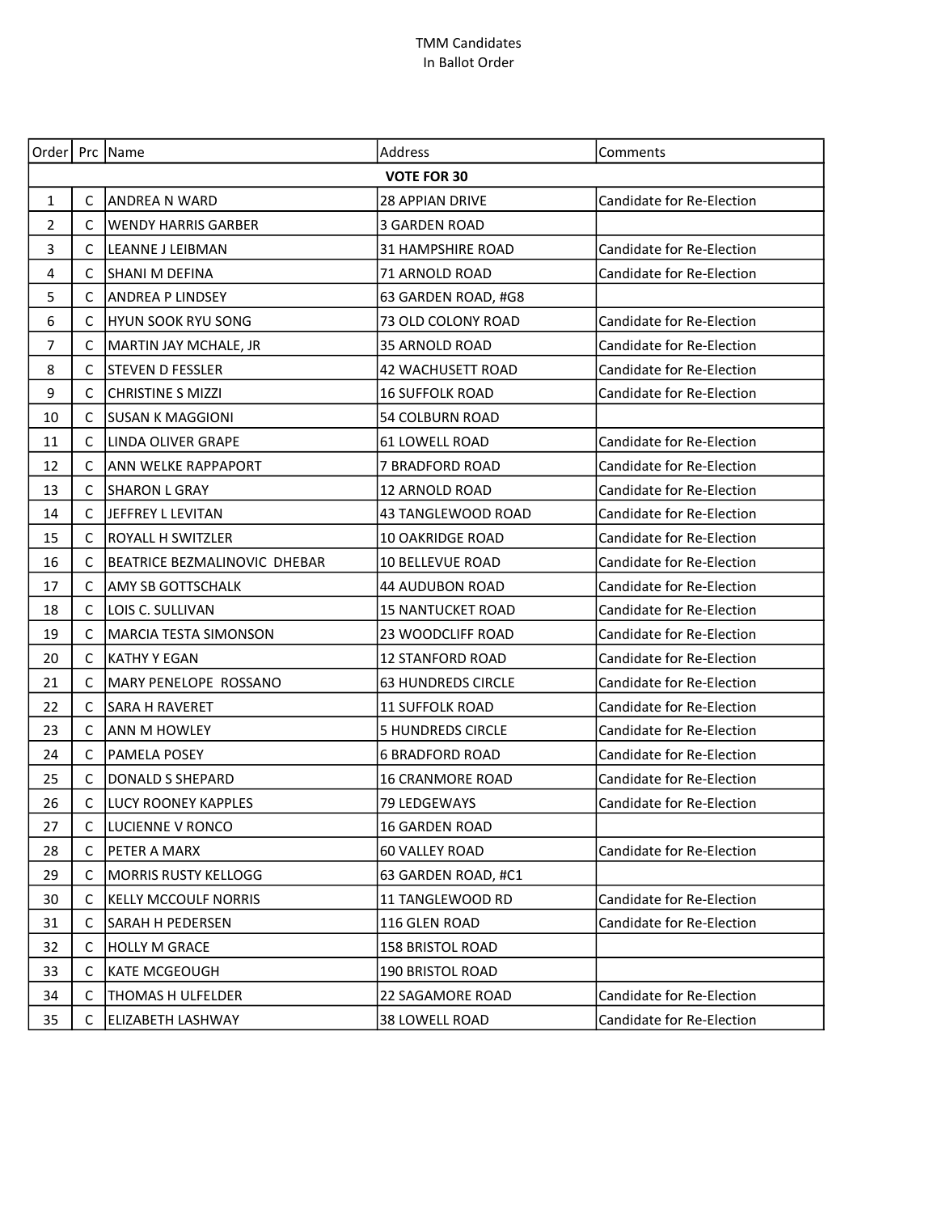TMM Candidates
In Ballot Order

| Order | Prc | Name | Address | Comments |
|---|---|---|---|---|
| | | | **VOTE FOR 30** | |
| 1 | C | ANDREA N WARD | 28 APPIAN DRIVE | Candidate for Re-Election |
| 2 | C | WENDY HARRIS GARBER | 3 GARDEN ROAD | |
| 3 | C | LEANNE J LEIBMAN | 31 HAMPSHIRE ROAD | Candidate for Re-Election |
| 4 | C | SHANI M DEFINA | 71 ARNOLD ROAD | Candidate for Re-Election |
| 5 | C | ANDREA P LINDSEY | 63 GARDEN ROAD, #G8 | |
| 6 | C | HYUN SOOK RYU SONG | 73 OLD COLONY ROAD | Candidate for Re-Election |
| 7 | C | MARTIN JAY MCHALE, JR | 35 ARNOLD ROAD | Candidate for Re-Election |
| 8 | C | STEVEN D FESSLER | 42 WACHUSETT ROAD | Candidate for Re-Election |
| 9 | C | CHRISTINE S MIZZI | 16 SUFFOLK ROAD | Candidate for Re-Election |
| 10 | C | SUSAN K MAGGIONI | 54 COLBURN ROAD | |
| 11 | C | LINDA OLIVER GRAPE | 61 LOWELL ROAD | Candidate for Re-Election |
| 12 | C | ANN WELKE RAPPAPORT | 7 BRADFORD ROAD | Candidate for Re-Election |
| 13 | C | SHARON L GRAY | 12 ARNOLD ROAD | Candidate for Re-Election |
| 14 | C | JEFFREY L LEVITAN | 43 TANGLEWOOD ROAD | Candidate for Re-Election |
| 15 | C | ROYALL H SWITZLER | 10 OAKRIDGE ROAD | Candidate for Re-Election |
| 16 | C | BEATRICE BEZMALINOVIC DHEBAR | 10 BELLEVUE ROAD | Candidate for Re-Election |
| 17 | C | AMY SB GOTTSCHALK | 44 AUDUBON ROAD | Candidate for Re-Election |
| 18 | C | LOIS C. SULLIVAN | 15 NANTUCKET ROAD | Candidate for Re-Election |
| 19 | C | MARCIA TESTA SIMONSON | 23 WOODCLIFF ROAD | Candidate for Re-Election |
| 20 | C | KATHY Y EGAN | 12 STANFORD ROAD | Candidate for Re-Election |
| 21 | C | MARY PENELOPE ROSSANO | 63 HUNDREDS CIRCLE | Candidate for Re-Election |
| 22 | C | SARA H RAVERET | 11 SUFFOLK ROAD | Candidate for Re-Election |
| 23 | C | ANN M HOWLEY | 5 HUNDREDS CIRCLE | Candidate for Re-Election |
| 24 | C | PAMELA POSEY | 6 BRADFORD ROAD | Candidate for Re-Election |
| 25 | C | DONALD S SHEPARD | 16 CRANMORE ROAD | Candidate for Re-Election |
| 26 | C | LUCY ROONEY KAPPLES | 79 LEDGEWAYS | Candidate for Re-Election |
| 27 | C | LUCIENNE V RONCO | 16 GARDEN ROAD | |
| 28 | C | PETER A MARX | 60 VALLEY ROAD | Candidate for Re-Election |
| 29 | C | MORRIS RUSTY KELLOGG | 63 GARDEN ROAD, #C1 | |
| 30 | C | KELLY MCCOULF NORRIS | 11 TANGLEWOOD RD | Candidate for Re-Election |
| 31 | C | SARAH H PEDERSEN | 116 GLEN ROAD | Candidate for Re-Election |
| 32 | C | HOLLY M GRACE | 158 BRISTOL ROAD | |
| 33 | C | KATE MCGEOUGH | 190 BRISTOL ROAD | |
| 34 | C | THOMAS H ULFELDER | 22 SAGAMORE ROAD | Candidate for Re-Election |
| 35 | C | ELIZABETH LASHWAY | 38 LOWELL ROAD | Candidate for Re-Election |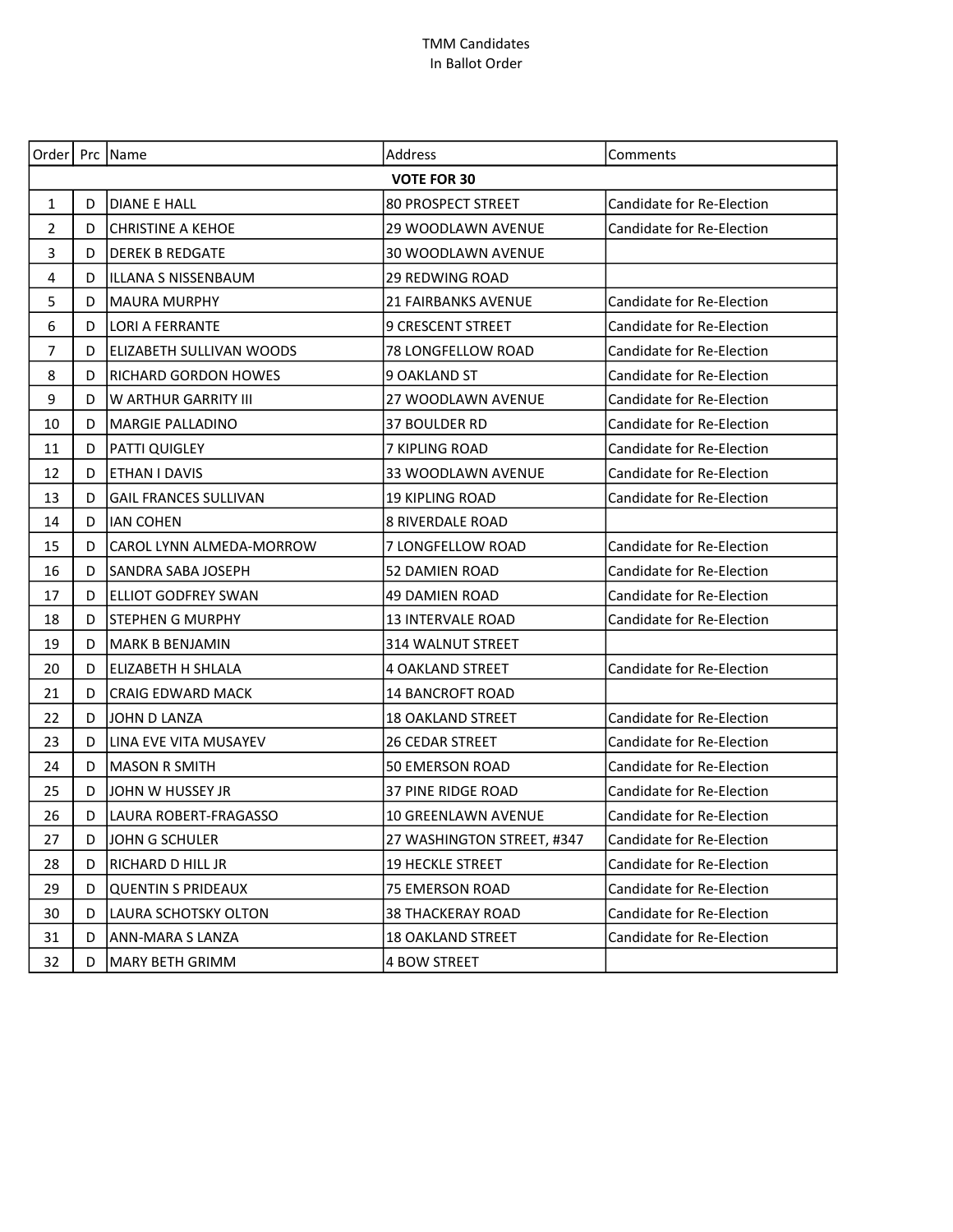TMM Candidates
In Ballot Order

| Order | Prc | Name | Address | Comments |
|---|---|---|---|---|
| | | **VOTE FOR 30** | | |
| 1 | D | DIANE E HALL | 80 PROSPECT STREET | Candidate for Re-Election |
| 2 | D | CHRISTINE A KEHOE | 29 WOODLAWN AVENUE | Candidate for Re-Election |
| 3 | D | DEREK B REDGATE | 30 WOODLAWN AVENUE | |
| 4 | D | ILLANA S NISSENBAUM | 29 REDWING ROAD | |
| 5 | D | MAURA MURPHY | 21 FAIRBANKS AVENUE | Candidate for Re-Election |
| 6 | D | LORI A FERRANTE | 9 CRESCENT STREET | Candidate for Re-Election |
| 7 | D | ELIZABETH SULLIVAN WOODS | 78 LONGFELLOW ROAD | Candidate for Re-Election |
| 8 | D | RICHARD GORDON HOWES | 9 OAKLAND ST | Candidate for Re-Election |
| 9 | D | W ARTHUR GARRITY III | 27 WOODLAWN AVENUE | Candidate for Re-Election |
| 10 | D | MARGIE PALLADINO | 37 BOULDER RD | Candidate for Re-Election |
| 11 | D | PATTI QUIGLEY | 7 KIPLING ROAD | Candidate for Re-Election |
| 12 | D | ETHAN I DAVIS | 33 WOODLAWN AVENUE | Candidate for Re-Election |
| 13 | D | GAIL FRANCES SULLIVAN | 19 KIPLING ROAD | Candidate for Re-Election |
| 14 | D | IAN COHEN | 8 RIVERDALE ROAD | |
| 15 | D | CAROL LYNN ALMEDA-MORROW | 7 LONGFELLOW ROAD | Candidate for Re-Election |
| 16 | D | SANDRA SABA JOSEPH | 52 DAMIEN ROAD | Candidate for Re-Election |
| 17 | D | ELLIOT GODFREY SWAN | 49 DAMIEN ROAD | Candidate for Re-Election |
| 18 | D | STEPHEN G MURPHY | 13 INTERVALE ROAD | Candidate for Re-Election |
| 19 | D | MARK B BENJAMIN | 314 WALNUT STREET | |
| 20 | D | ELIZABETH H SHLALA | 4 OAKLAND STREET | Candidate for Re-Election |
| 21 | D | CRAIG EDWARD MACK | 14 BANCROFT ROAD | |
| 22 | D | JOHN D LANZA | 18 OAKLAND STREET | Candidate for Re-Election |
| 23 | D | LINA EVE VITA MUSAYEV | 26 CEDAR STREET | Candidate for Re-Election |
| 24 | D | MASON R SMITH | 50 EMERSON ROAD | Candidate for Re-Election |
| 25 | D | JOHN W HUSSEY JR | 37 PINE RIDGE ROAD | Candidate for Re-Election |
| 26 | D | LAURA ROBERT-FRAGASSO | 10 GREENLAWN AVENUE | Candidate for Re-Election |
| 27 | D | JOHN G SCHULER | 27 WASHINGTON STREET, #347 | Candidate for Re-Election |
| 28 | D | RICHARD D HILL JR | 19 HECKLE STREET | Candidate for Re-Election |
| 29 | D | QUENTIN S PRIDEAUX | 75 EMERSON ROAD | Candidate for Re-Election |
| 30 | D | LAURA SCHOTSKY OLTON | 38 THACKERAY ROAD | Candidate for Re-Election |
| 31 | D | ANN-MARA S LANZA | 18 OAKLAND STREET | Candidate for Re-Election |
| 32 | D | MARY BETH GRIMM | 4 BOW STREET | |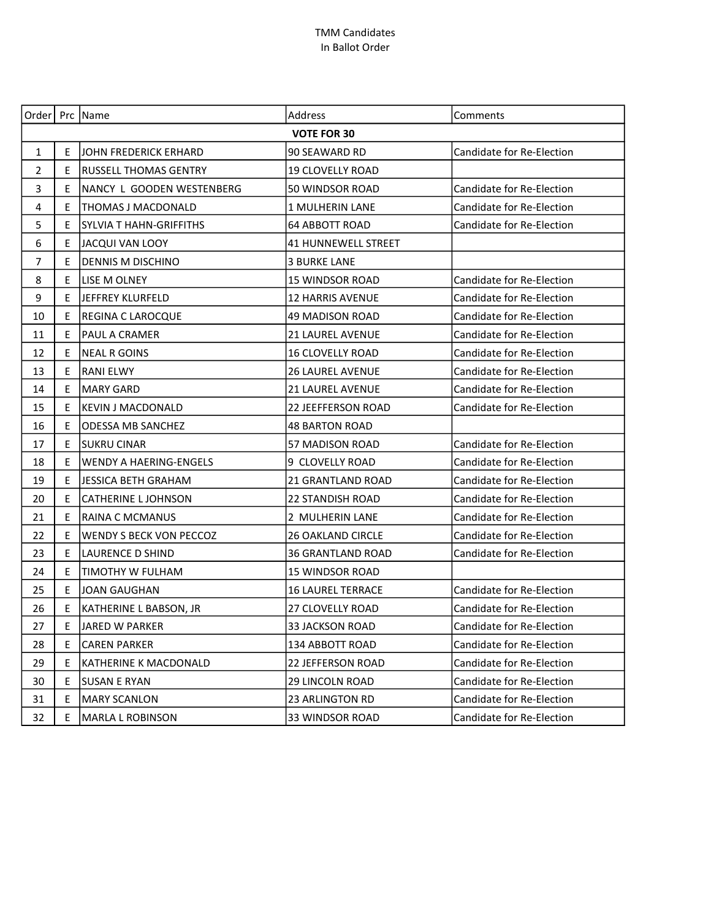TMM Candidates
In Ballot Order

| Order | Prc | Name | Address | Comments |
|---|---|---|---|---|
| | | **VOTE FOR 30** | | |
| 1 | E | JOHN FREDERICK ERHARD | 90 SEAWARD RD | Candidate for Re-Election |
| 2 | E | RUSSELL THOMAS GENTRY | 19 CLOVELLY ROAD | |
| 3 | E | NANCY L GOODEN WESTENBERG | 50 WINDSOR ROAD | Candidate for Re-Election |
| 4 | E | THOMAS J MACDONALD | 1 MULHERIN LANE | Candidate for Re-Election |
| 5 | E | SYLVIA T HAHN-GRIFFITHS | 64 ABBOTT ROAD | Candidate for Re-Election |
| 6 | E | JACQUI VAN LOOY | 41 HUNNEWELL STREET | |
| 7 | E | DENNIS M DISCHINO | 3 BURKE LANE | |
| 8 | E | LISE M OLNEY | 15 WINDSOR ROAD | Candidate for Re-Election |
| 9 | E | JEFFREY KLURFELD | 12 HARRIS AVENUE | Candidate for Re-Election |
| 10 | E | REGINA C LAROCQUE | 49 MADISON ROAD | Candidate for Re-Election |
| 11 | E | PAUL A CRAMER | 21 LAUREL AVENUE | Candidate for Re-Election |
| 12 | E | NEAL R GOINS | 16 CLOVELLY ROAD | Candidate for Re-Election |
| 13 | E | RANI ELWY | 26 LAUREL AVENUE | Candidate for Re-Election |
| 14 | E | MARY GARD | 21 LAUREL AVENUE | Candidate for Re-Election |
| 15 | E | KEVIN J MACDONALD | 22 JEEFFERSON ROAD | Candidate for Re-Election |
| 16 | E | ODESSA MB SANCHEZ | 48 BARTON ROAD | |
| 17 | E | SUKRU CINAR | 57 MADISON ROAD | Candidate for Re-Election |
| 18 | E | WENDY A HAERING-ENGELS | 9 CLOVELLY ROAD | Candidate for Re-Election |
| 19 | E | JESSICA BETH GRAHAM | 21 GRANTLAND ROAD | Candidate for Re-Election |
| 20 | E | CATHERINE L JOHNSON | 22 STANDISH ROAD | Candidate for Re-Election |
| 21 | E | RAINA C MCMANUS | 2 MULHERIN LANE | Candidate for Re-Election |
| 22 | E | WENDY S BECK VON PECCOZ | 26 OAKLAND CIRCLE | Candidate for Re-Election |
| 23 | E | LAURENCE D SHIND | 36 GRANTLAND ROAD | Candidate for Re-Election |
| 24 | E | TIMOTHY W FULHAM | 15 WINDSOR ROAD | |
| 25 | E | JOAN GAUGHAN | 16 LAUREL TERRACE | Candidate for Re-Election |
| 26 | E | KATHERINE L BABSON, JR | 27 CLOVELLY ROAD | Candidate for Re-Election |
| 27 | E | JARED W PARKER | 33 JACKSON ROAD | Candidate for Re-Election |
| 28 | E | CAREN PARKER | 134 ABBOTT ROAD | Candidate for Re-Election |
| 29 | E | KATHERINE K MACDONALD | 22 JEFFERSON ROAD | Candidate for Re-Election |
| 30 | E | SUSAN E RYAN | 29 LINCOLN ROAD | Candidate for Re-Election |
| 31 | E | MARY SCANLON | 23 ARLINGTON RD | Candidate for Re-Election |
| 32 | E | MARLA L ROBINSON | 33 WINDSOR ROAD | Candidate for Re-Election |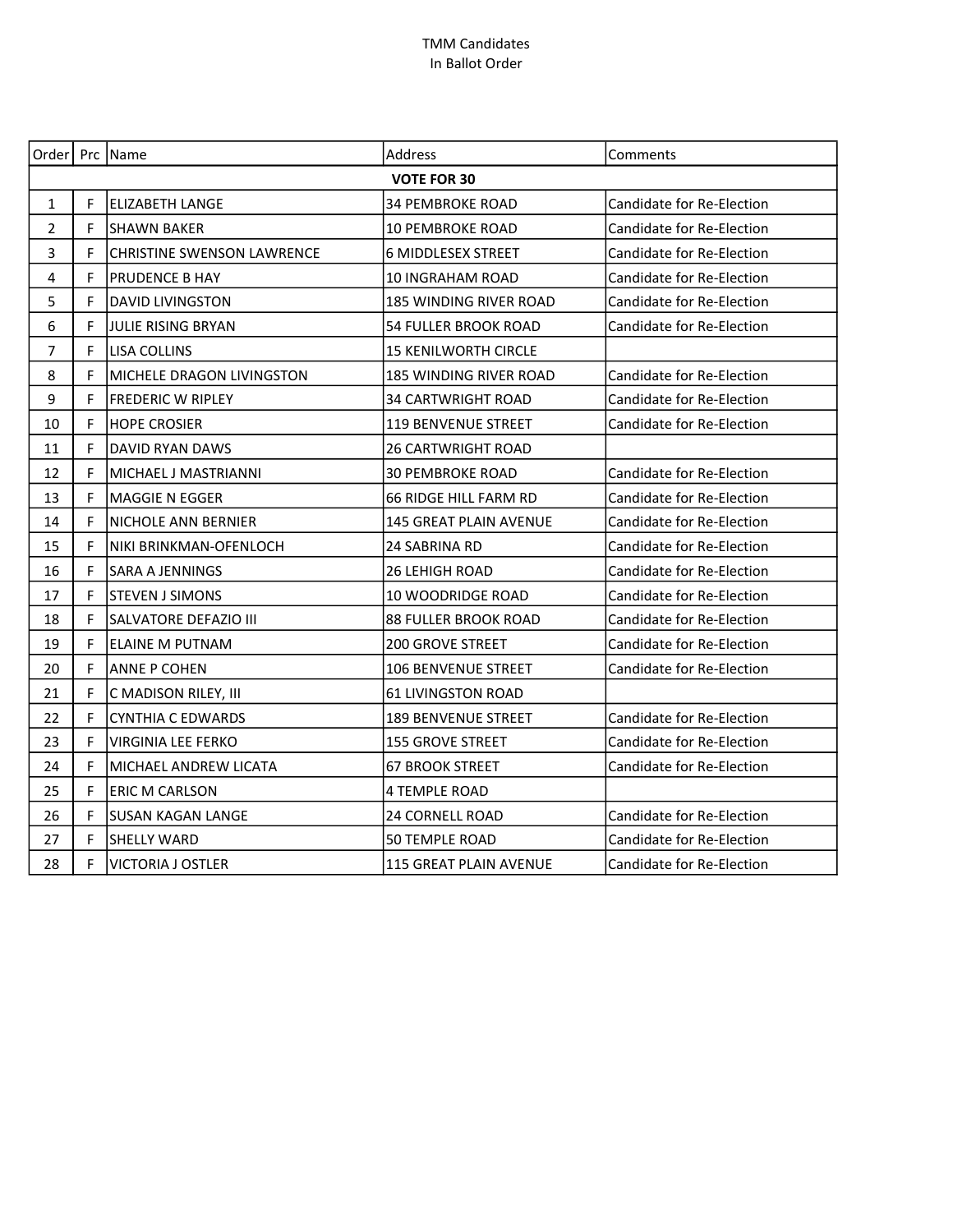TMM Candidates
In Ballot Order

| Order | Prc | Name | Address | Comments |
|---|---|---|---|---|
| **VOTE FOR 30** | | | | |
| 1 | F | ELIZABETH LANGE | 34 PEMBROKE ROAD | Candidate for Re-Election |
| 2 | F | SHAWN BAKER | 10 PEMBROKE ROAD | Candidate for Re-Election |
| 3 | F | CHRISTINE SWENSON LAWRENCE | 6 MIDDLESEX STREET | Candidate for Re-Election |
| 4 | F | PRUDENCE B HAY | 10 INGRAHAM ROAD | Candidate for Re-Election |
| 5 | F | DAVID LIVINGSTON | 185 WINDING RIVER ROAD | Candidate for Re-Election |
| 6 | F | JULIE RISING BRYAN | 54 FULLER BROOK ROAD | Candidate for Re-Election |
| 7 | F | LISA COLLINS | 15 KENILWORTH CIRCLE | |
| 8 | F | MICHELE DRAGON LIVINGSTON | 185 WINDING RIVER ROAD | Candidate for Re-Election |
| 9 | F | FREDERIC W RIPLEY | 34 CARTWRIGHT ROAD | Candidate for Re-Election |
| 10 | F | HOPE CROSIER | 119 BENVENUE STREET | Candidate for Re-Election |
| 11 | F | DAVID RYAN DAWS | 26 CARTWRIGHT ROAD | |
| 12 | F | MICHAEL J MASTRIANNI | 30 PEMBROKE ROAD | Candidate for Re-Election |
| 13 | F | MAGGIE N EGGER | 66 RIDGE HILL FARM RD | Candidate for Re-Election |
| 14 | F | NICHOLE ANN BERNIER | 145 GREAT PLAIN AVENUE | Candidate for Re-Election |
| 15 | F | NIKI BRINKMAN-OFENLOCH | 24 SABRINA RD | Candidate for Re-Election |
| 16 | F | SARA A JENNINGS | 26 LEHIGH ROAD | Candidate for Re-Election |
| 17 | F | STEVEN J SIMONS | 10 WOODRIDGE ROAD | Candidate for Re-Election |
| 18 | F | SALVATORE DEFAZIO III | 88 FULLER BROOK ROAD | Candidate for Re-Election |
| 19 | F | ELAINE M PUTNAM | 200 GROVE STREET | Candidate for Re-Election |
| 20 | F | ANNE P COHEN | 106 BENVENUE STREET | Candidate for Re-Election |
| 21 | F | C MADISON RILEY, III | 61 LIVINGSTON ROAD | |
| 22 | F | CYNTHIA C EDWARDS | 189 BENVENUE STREET | Candidate for Re-Election |
| 23 | F | VIRGINIA LEE FERKO | 155 GROVE STREET | Candidate for Re-Election |
| 24 | F | MICHAEL ANDREW LICATA | 67 BROOK STREET | Candidate for Re-Election |
| 25 | F | ERIC M CARLSON | 4 TEMPLE ROAD | |
| 26 | F | SUSAN KAGAN LANGE | 24 CORNELL ROAD | Candidate for Re-Election |
| 27 | F | SHELLY WARD | 50 TEMPLE ROAD | Candidate for Re-Election |
| 28 | F | VICTORIA J OSTLER | 115 GREAT PLAIN AVENUE | Candidate for Re-Election |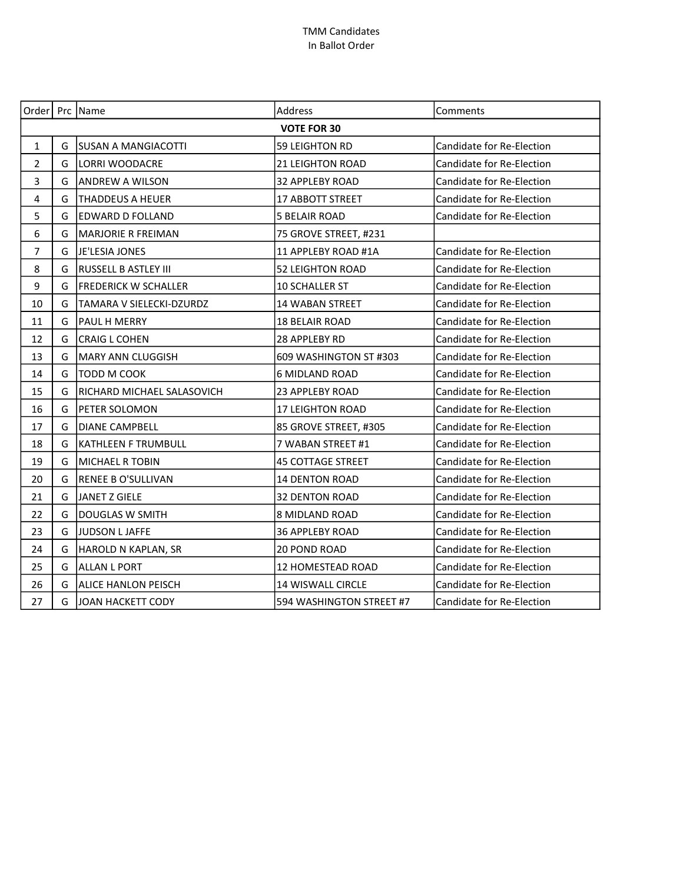TMM Candidates
In Ballot Order

| Order | Prc | Name | Address | Comments |
|---|---|---|---|---|
| | | **VOTE FOR 30** | | |
| 1 | G | SUSAN A MANGIACOTTI | 59 LEIGHTON RD | Candidate for Re-Election |
| 2 | G | LORRI WOODACRE | 21 LEIGHTON ROAD | Candidate for Re-Election |
| 3 | G | ANDREW A WILSON | 32 APPLEBY ROAD | Candidate for Re-Election |
| 4 | G | THADDEUS A HEUER | 17 ABBOTT STREET | Candidate for Re-Election |
| 5 | G | EDWARD D FOLLAND | 5 BELAIR ROAD | Candidate for Re-Election |
| 6 | G | MARJORIE R FREIMAN | 75 GROVE STREET, #231 | |
| 7 | G | JE'LESIA JONES | 11 APPLEBY ROAD #1A | Candidate for Re-Election |
| 8 | G | RUSSELL B ASTLEY III | 52 LEIGHTON ROAD | Candidate for Re-Election |
| 9 | G | FREDERICK W SCHALLER | 10 SCHALLER ST | Candidate for Re-Election |
| 10 | G | TAMARA V SIELECKI-DZURDZ | 14 WABAN STREET | Candidate for Re-Election |
| 11 | G | PAUL H MERRY | 18 BELAIR ROAD | Candidate for Re-Election |
| 12 | G | CRAIG L COHEN | 28 APPLEBY RD | Candidate for Re-Election |
| 13 | G | MARY ANN CLUGGISH | 609 WASHINGTON ST #303 | Candidate for Re-Election |
| 14 | G | TODD M COOK | 6 MIDLAND ROAD | Candidate for Re-Election |
| 15 | G | RICHARD MICHAEL SALASOVICH | 23 APPLEBY ROAD | Candidate for Re-Election |
| 16 | G | PETER SOLOMON | 17 LEIGHTON ROAD | Candidate for Re-Election |
| 17 | G | DIANE CAMPBELL | 85 GROVE STREET, #305 | Candidate for Re-Election |
| 18 | G | KATHLEEN F TRUMBULL | 7 WABAN STREET #1 | Candidate for Re-Election |
| 19 | G | MICHAEL R TOBIN | 45 COTTAGE STREET | Candidate for Re-Election |
| 20 | G | RENEE B O'SULLIVAN | 14 DENTON ROAD | Candidate for Re-Election |
| 21 | G | JANET Z GIELE | 32 DENTON ROAD | Candidate for Re-Election |
| 22 | G | DOUGLAS W SMITH | 8 MIDLAND ROAD | Candidate for Re-Election |
| 23 | G | JUDSON L JAFFE | 36 APPLEBY ROAD | Candidate for Re-Election |
| 24 | G | HAROLD N KAPLAN, SR | 20 POND ROAD | Candidate for Re-Election |
| 25 | G | ALLAN L PORT | 12 HOMESTEAD ROAD | Candidate for Re-Election |
| 26 | G | ALICE HANLON PEISCH | 14 WISWALL CIRCLE | Candidate for Re-Election |
| 27 | G | JOAN HACKETT CODY | 594 WASHINGTON STREET #7 | Candidate for Re-Election |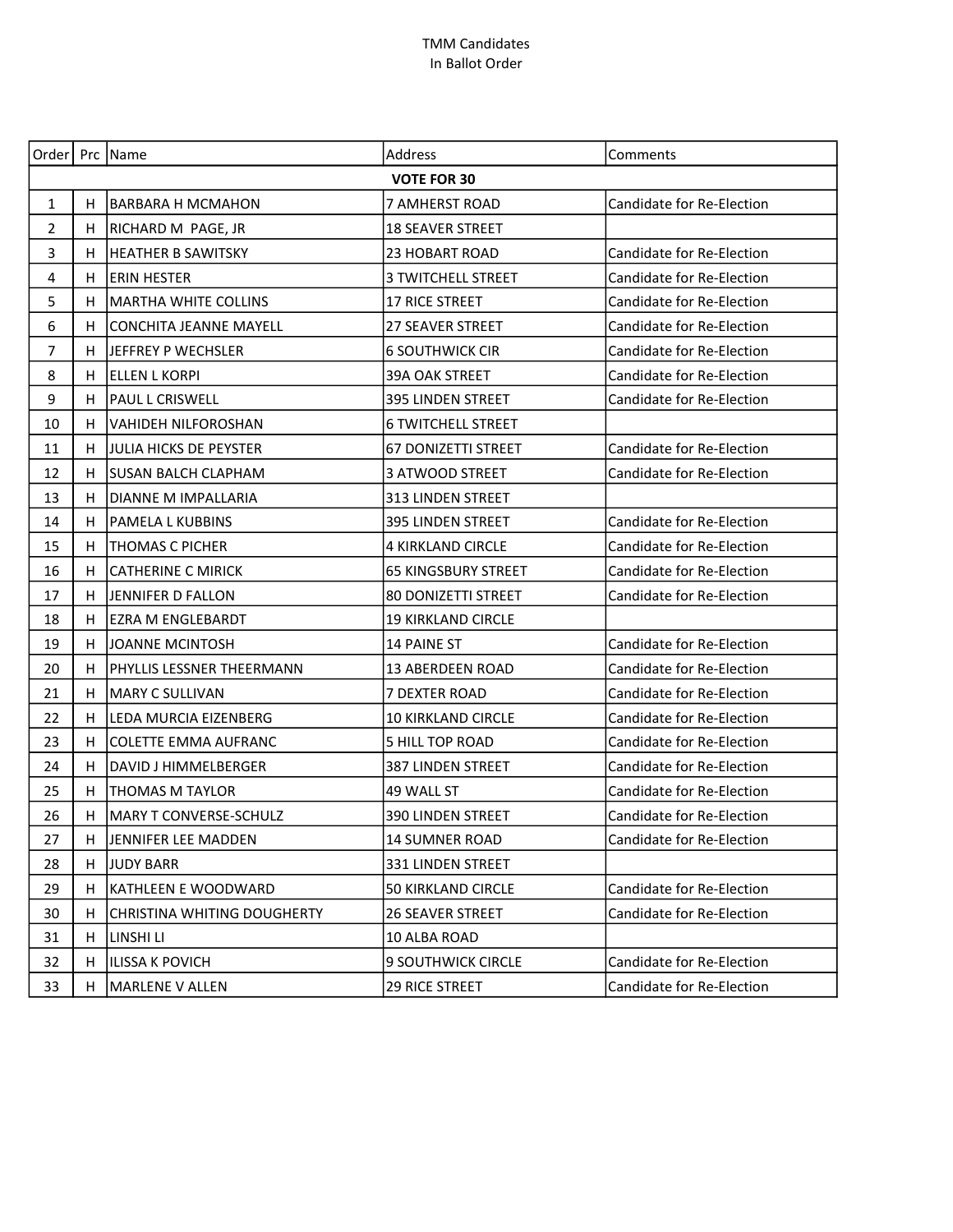TMM Candidates
In Ballot Order

| Order | Prc | Name | Address | Comments |
|---|---|---|---|---|
| **VOTE FOR 30** | | | | |
| 1 | H | BARBARA H MCMAHON | 7 AMHERST ROAD | Candidate for Re-Election |
| 2 | H | RICHARD M PAGE, JR | 18 SEAVER STREET | |
| 3 | H | HEATHER B SAWITSKY | 23 HOBART ROAD | Candidate for Re-Election |
| 4 | H | ERIN HESTER | 3 TWITCHELL STREET | Candidate for Re-Election |
| 5 | H | MARTHA WHITE COLLINS | 17 RICE STREET | Candidate for Re-Election |
| 6 | H | CONCHITA JEANNE MAYELL | 27 SEAVER STREET | Candidate for Re-Election |
| 7 | H | JEFFREY P WECHSLER | 6 SOUTHWICK CIR | Candidate for Re-Election |
| 8 | H | ELLEN L KORPI | 39A OAK STREET | Candidate for Re-Election |
| 9 | H | PAUL L CRISWELL | 395 LINDEN STREET | Candidate for Re-Election |
| 10 | H | VAHIDEH NILFOROSHAN | 6 TWITCHELL STREET | |
| 11 | H | JULIA HICKS DE PEYSTER | 67 DONIZETTI STREET | Candidate for Re-Election |
| 12 | H | SUSAN BALCH CLAPHAM | 3 ATWOOD STREET | Candidate for Re-Election |
| 13 | H | DIANNE M IMPALLARIA | 313 LINDEN STREET | |
| 14 | H | PAMELA L KUBBINS | 395 LINDEN STREET | Candidate for Re-Election |
| 15 | H | THOMAS C PICHER | 4 KIRKLAND CIRCLE | Candidate for Re-Election |
| 16 | H | CATHERINE C MIRICK | 65 KINGSBURY STREET | Candidate for Re-Election |
| 17 | H | JENNIFER D FALLON | 80 DONIZETTI STREET | Candidate for Re-Election |
| 18 | H | EZRA M ENGLEBARDT | 19 KIRKLAND CIRCLE | |
| 19 | H | JOANNE MCINTOSH | 14 PAINE ST | Candidate for Re-Election |
| 20 | H | PHYLLIS LESSNER THEERMANN | 13 ABERDEEN ROAD | Candidate for Re-Election |
| 21 | H | MARY C SULLIVAN | 7 DEXTER ROAD | Candidate for Re-Election |
| 22 | H | LEDA MURCIA EIZENBERG | 10 KIRKLAND CIRCLE | Candidate for Re-Election |
| 23 | H | COLETTE EMMA AUFRANC | 5 HILL TOP ROAD | Candidate for Re-Election |
| 24 | H | DAVID J HIMMELBERGER | 387 LINDEN STREET | Candidate for Re-Election |
| 25 | H | THOMAS M TAYLOR | 49 WALL ST | Candidate for Re-Election |
| 26 | H | MARY T CONVERSE-SCHULZ | 390 LINDEN STREET | Candidate for Re-Election |
| 27 | H | JENNIFER LEE MADDEN | 14 SUMNER ROAD | Candidate for Re-Election |
| 28 | H | JUDY BARR | 331 LINDEN STREET | |
| 29 | H | KATHLEEN E WOODWARD | 50 KIRKLAND CIRCLE | Candidate for Re-Election |
| 30 | H | CHRISTINA WHITING DOUGHERTY | 26 SEAVER STREET | Candidate for Re-Election |
| 31 | H | LINSHI LI | 10 ALBA ROAD | |
| 32 | H | ILISSA K POVICH | 9 SOUTHWICK CIRCLE | Candidate for Re-Election |
| 33 | H | MARLENE V ALLEN | 29 RICE STREET | Candidate for Re-Election |